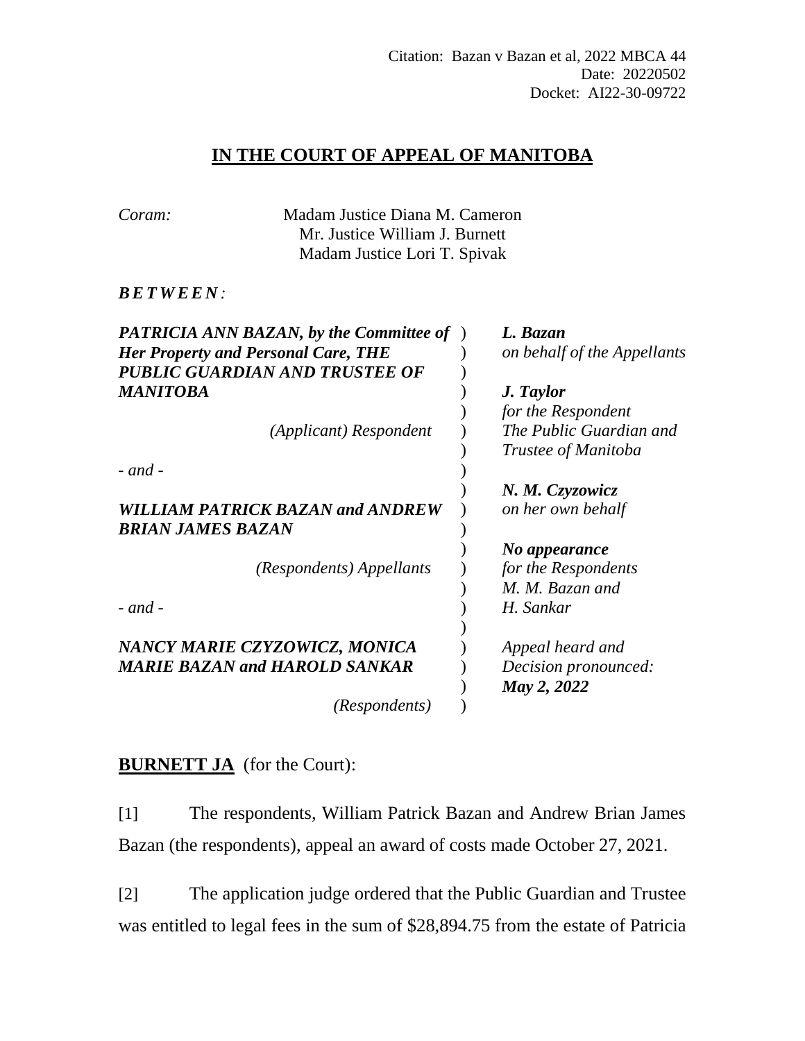Citation: Bazan v Bazan et al, 2022 MBCA 44
Date: 20220502
Docket: AI22-30-09722

# IN THE COURT OF APPEAL OF MANITOBA

*Coram:* Madam Justice Diana M. Cameron
Mr. Justice William J. Burnett
Madam Justice Lori T. Spivak

***B E T W E E N :***

| | | |
|---|---|---|
| ***PATRICIA ANN BAZAN, by the Committee of Her Property and Personal Care, THE PUBLIC GUARDIAN AND TRUSTEE OF MANITOBA*** | ) | ***L. Bazan*** *on behalf of the Appellants* |
| *(Applicant) Respondent* | ) | ***J. Taylor*** *for the Respondent The Public Guardian and Trustee of Manitoba* |
| *- and -* | ) | |
| ***WILLIAM PATRICK BAZAN and ANDREW BRIAN JAMES BAZAN*** | ) | ***N. M. Czyzowicz*** *on her own behalf* |
| *(Respondents) Appellants* | ) | ***No appearance*** *for the Respondents M. M. Bazan and H. Sankar* |
| *- and -* | ) | |
| ***NANCY MARIE CZYZOWICZ, MONICA MARIE BAZAN and HAROLD SANKAR*** | ) | *Appeal heard and Decision pronounced:* ***May 2, 2022*** |
| *(Respondents)* | ) | |

**BURNETT JA** (for the Court):

[1] The respondents, William Patrick Bazan and Andrew Brian James Bazan (the respondents), appeal an award of costs made October 27, 2021.

[2] The application judge ordered that the Public Guardian and Trustee was entitled to legal fees in the sum of $28,894.75 from the estate of Patricia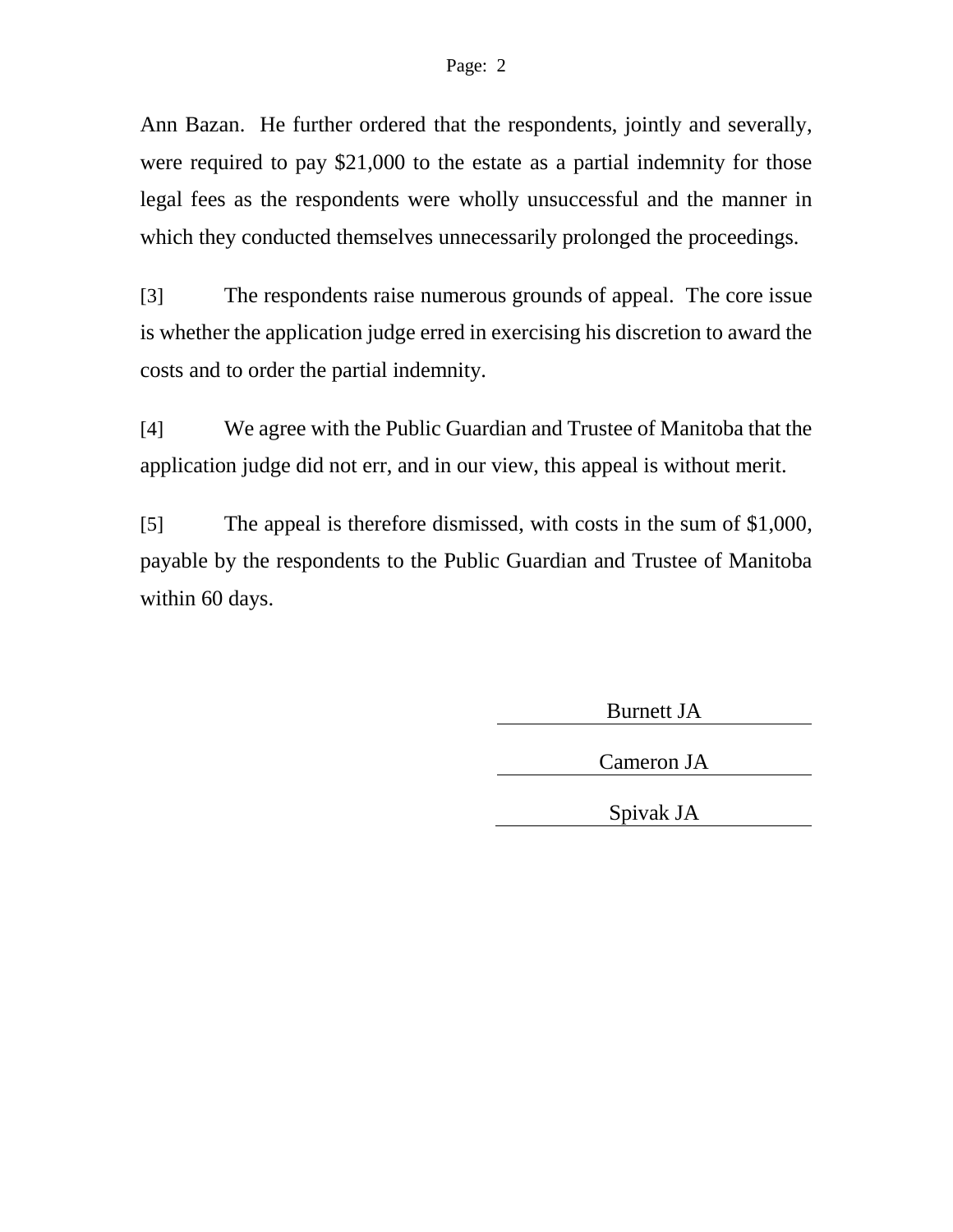Ann Bazan. He further ordered that the respondents, jointly and severally, were required to pay $21,000 to the estate as a partial indemnity for those legal fees as the respondents were wholly unsuccessful and the manner in which they conducted themselves unnecessarily prolonged the proceedings.

[3] The respondents raise numerous grounds of appeal. The core issue is whether the application judge erred in exercising his discretion to award the costs and to order the partial indemnity.

[4] We agree with the Public Guardian and Trustee of Manitoba that the application judge did not err, and in our view, this appeal is without merit.

[5] The appeal is therefore dismissed, with costs in the sum of $1,000, payable by the respondents to the Public Guardian and Trustee of Manitoba within 60 days.

Burnett JA

Cameron JA

Spivak JA